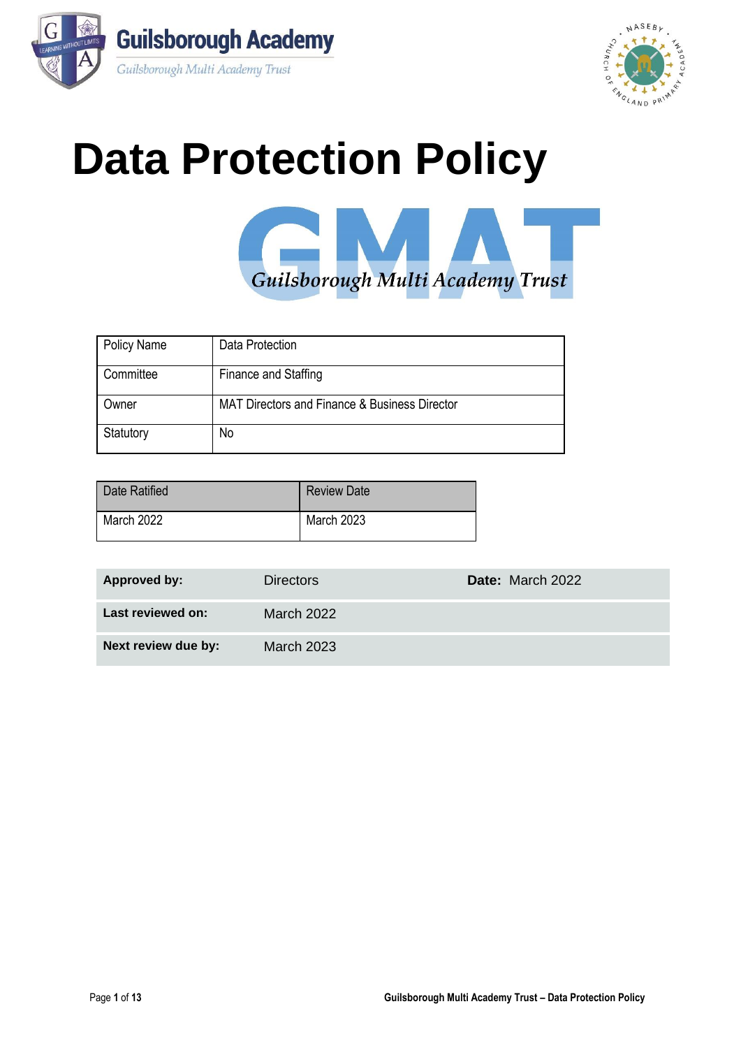Guilsborough Academy

Guilsborough Multi Academy Trust

# Data Protection Policy

GMAT

Guilsborough Multi Academy Trust

| Policy Name | Data Protection |
|---|---|
| Committee | Finance and Staffing |
| Owner | MAT Directors and Finance & Business Director |
| Statutory | No |

| Date Ratified | Review Date |
|---|---|
| March 2022 | March 2023 |

| | | |
|---|---|---|
| **Approved by:** | Directors | **Date:** March 2022 |
| **Last reviewed on:** | March 2022 | |
| **Next review due by:** | March 2023 | |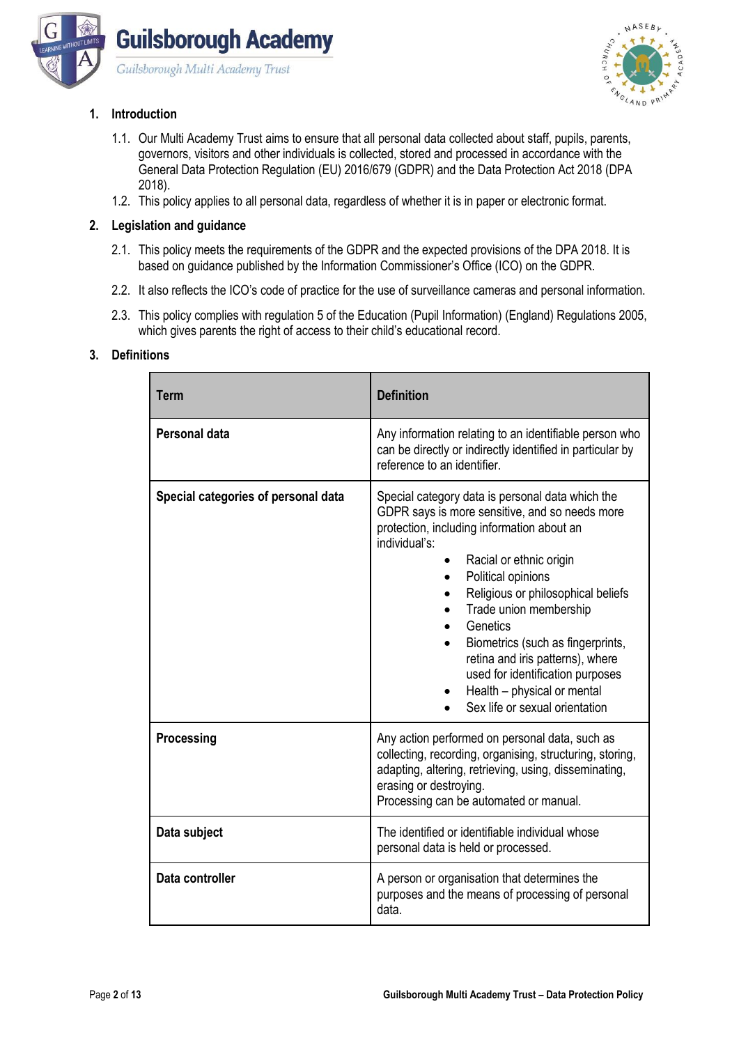## 1. Introduction

1.1. Our Multi Academy Trust aims to ensure that all personal data collected about staff, pupils, parents, governors, visitors and other individuals is collected, stored and processed in accordance with the General Data Protection Regulation (EU) 2016/679 (GDPR) and the Data Protection Act 2018 (DPA 2018).

1.2. This policy applies to all personal data, regardless of whether it is in paper or electronic format.

## 2. Legislation and guidance

2.1. This policy meets the requirements of the GDPR and the expected provisions of the DPA 2018. It is based on guidance published by the Information Commissioner's Office (ICO) on the GDPR.

2.2. It also reflects the ICO's code of practice for the use of surveillance cameras and personal information.

2.3. This policy complies with regulation 5 of the Education (Pupil Information) (England) Regulations 2005, which gives parents the right of access to their child's educational record.

## 3. Definitions

| Term | Definition |
|---|---|
| **Personal data** | Any information relating to an identifiable person who can be directly or indirectly identified in particular by reference to an identifier. |
| **Special categories of personal data** | Special category data is personal data which the GDPR says is more sensitive, and so needs more protection, including information about an individual's:<br>• Racial or ethnic origin<br>• Political opinions<br>• Religious or philosophical beliefs<br>• Trade union membership<br>• Genetics<br>• Biometrics (such as fingerprints, retina and iris patterns), where used for identification purposes<br>• Health – physical or mental<br>• Sex life or sexual orientation |
| **Processing** | Any action performed on personal data, such as collecting, recording, organising, structuring, storing, adapting, altering, retrieving, using, disseminating, erasing or destroying.<br>Processing can be automated or manual. |
| **Data subject** | The identified or identifiable individual whose personal data is held or processed. |
| **Data controller** | A person or organisation that determines the purposes and the means of processing of personal data. |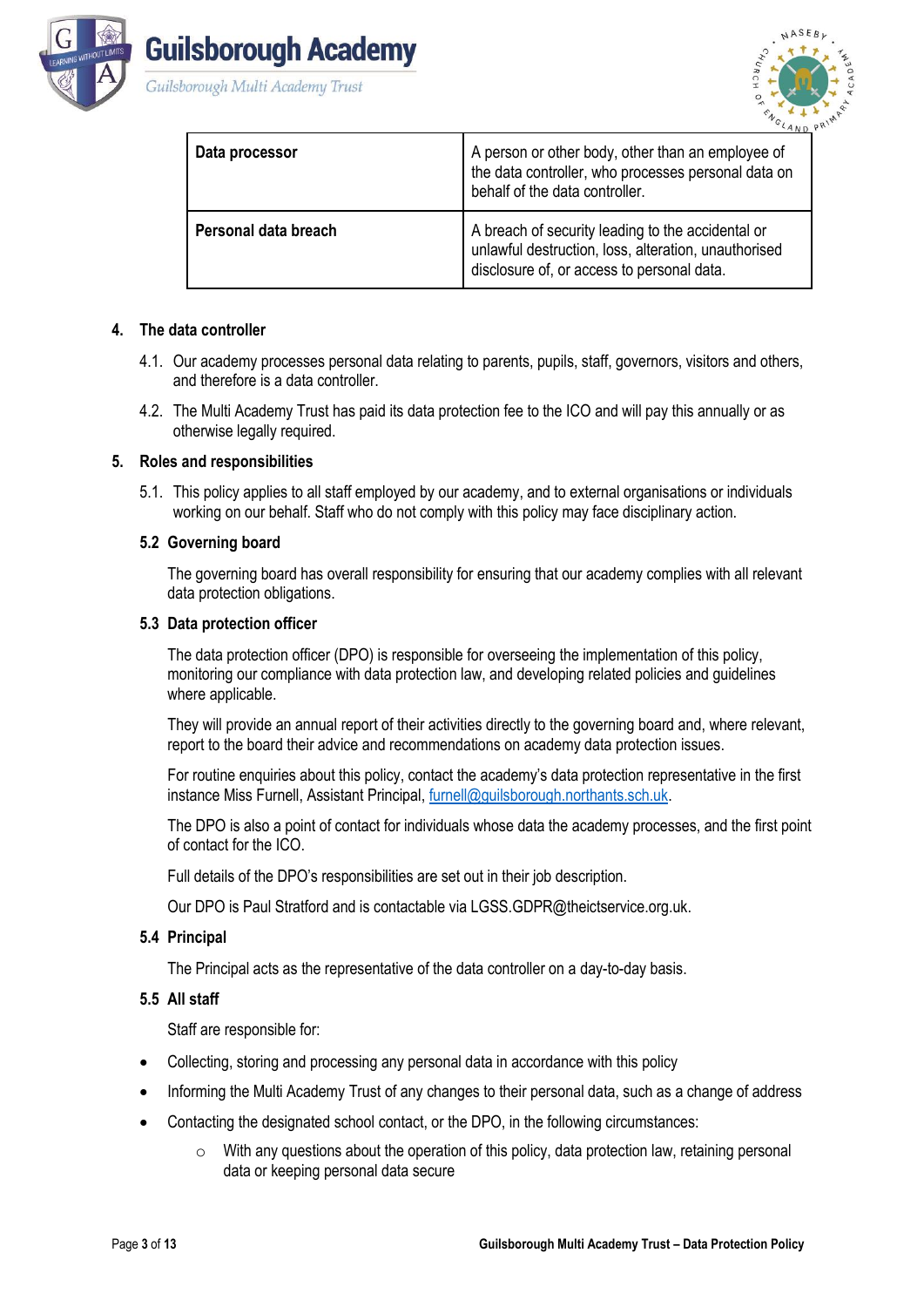| Data processor | A person or other body, other than an employee of the data controller, who processes personal data on behalf of the data controller. |
|---|---|
| **Personal data breach** | A breach of security leading to the accidental or unlawful destruction, loss, alteration, unauthorised disclosure of, or access to personal data. |

## 4. The data controller

4.1. Our academy processes personal data relating to parents, pupils, staff, governors, visitors and others, and therefore is a data controller.

4.2. The Multi Academy Trust has paid its data protection fee to the ICO and will pay this annually or as otherwise legally required.

## 5. Roles and responsibilities

5.1. This policy applies to all staff employed by our academy, and to external organisations or individuals working on our behalf. Staff who do not comply with this policy may face disciplinary action.

### 5.2 Governing board

The governing board has overall responsibility for ensuring that our academy complies with all relevant data protection obligations.

### 5.3 Data protection officer

The data protection officer (DPO) is responsible for overseeing the implementation of this policy, monitoring our compliance with data protection law, and developing related policies and guidelines where applicable.

They will provide an annual report of their activities directly to the governing board and, where relevant, report to the board their advice and recommendations on academy data protection issues.

For routine enquiries about this policy, contact the academy's data protection representative in the first instance Miss Furnell, Assistant Principal, furnell@guilsborough.northants.sch.uk.

The DPO is also a point of contact for individuals whose data the academy processes, and the first point of contact for the ICO.

Full details of the DPO's responsibilities are set out in their job description.

Our DPO is Paul Stratford and is contactable via LGSS.GDPR@theictservice.org.uk.

### 5.4 Principal

The Principal acts as the representative of the data controller on a day-to-day basis.

### 5.5 All staff

Staff are responsible for:

- Collecting, storing and processing any personal data in accordance with this policy
- Informing the Multi Academy Trust of any changes to their personal data, such as a change of address
- Contacting the designated school contact, or the DPO, in the following circumstances:
    - With any questions about the operation of this policy, data protection law, retaining personal data or keeping personal data secure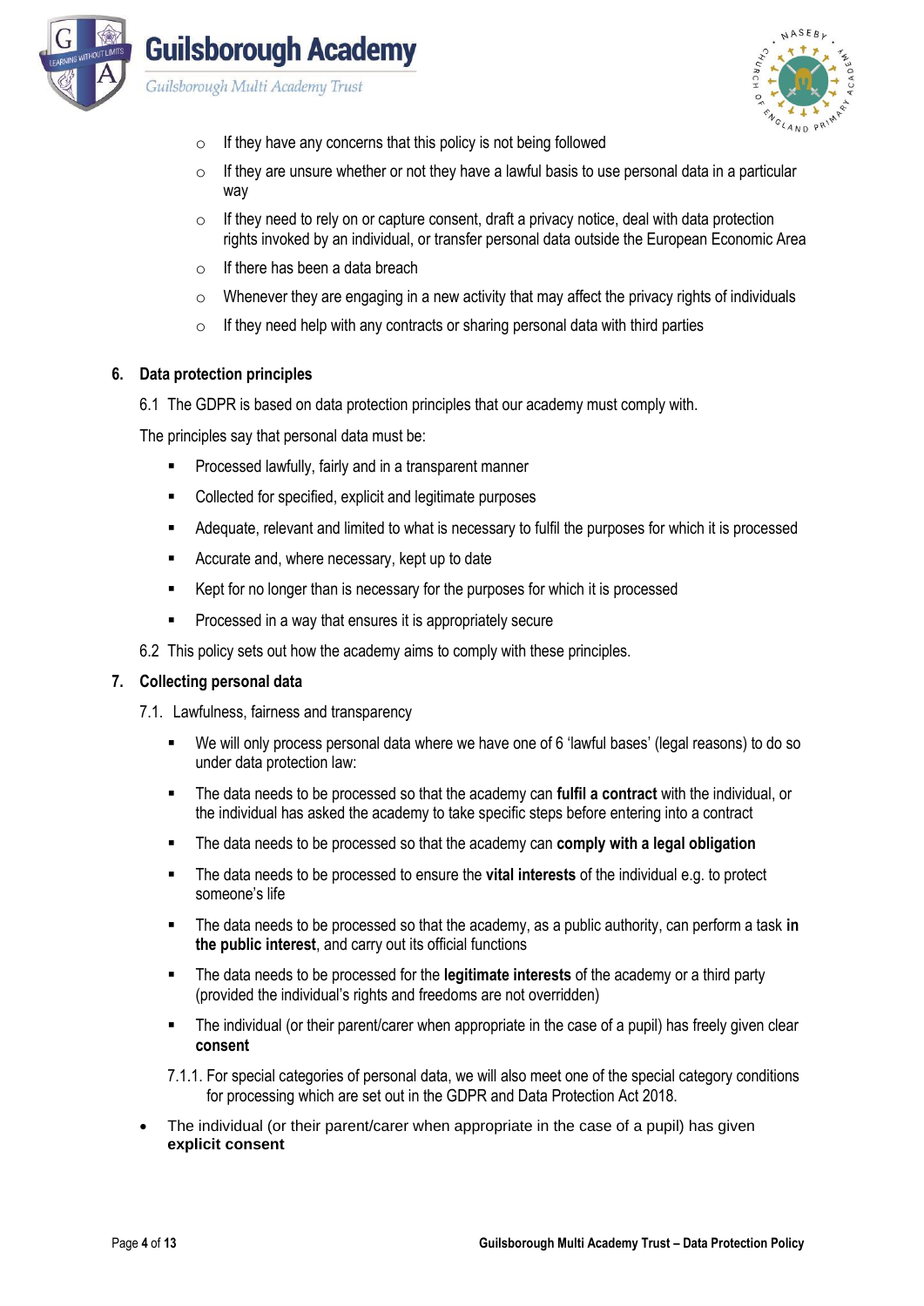- If they have any concerns that this policy is not being followed
- If they are unsure whether or not they have a lawful basis to use personal data in a particular way
- If they need to rely on or capture consent, draft a privacy notice, deal with data protection rights invoked by an individual, or transfer personal data outside the European Economic Area
- If there has been a data breach
- Whenever they are engaging in a new activity that may affect the privacy rights of individuals
- If they need help with any contracts or sharing personal data with third parties

## 6. Data protection principles

6.1 The GDPR is based on data protection principles that our academy must comply with.

The principles say that personal data must be:

- Processed lawfully, fairly and in a transparent manner
- Collected for specified, explicit and legitimate purposes
- Adequate, relevant and limited to what is necessary to fulfil the purposes for which it is processed
- Accurate and, where necessary, kept up to date
- Kept for no longer than is necessary for the purposes for which it is processed
- Processed in a way that ensures it is appropriately secure

6.2 This policy sets out how the academy aims to comply with these principles.

## 7. Collecting personal data

7.1. Lawfulness, fairness and transparency

- We will only process personal data where we have one of 6 'lawful bases' (legal reasons) to do so under data protection law:
- The data needs to be processed so that the academy can **fulfil a contract** with the individual, or the individual has asked the academy to take specific steps before entering into a contract
- The data needs to be processed so that the academy can **comply with a legal obligation**
- The data needs to be processed to ensure the **vital interests** of the individual e.g. to protect someone's life
- The data needs to be processed so that the academy, as a public authority, can perform a task **in the public interest**, and carry out its official functions
- The data needs to be processed for the **legitimate interests** of the academy or a third party (provided the individual's rights and freedoms are not overridden)
- The individual (or their parent/carer when appropriate in the case of a pupil) has freely given clear **consent**

7.1.1. For special categories of personal data, we will also meet one of the special category conditions for processing which are set out in the GDPR and Data Protection Act 2018.

- The individual (or their parent/carer when appropriate in the case of a pupil) has given **explicit consent**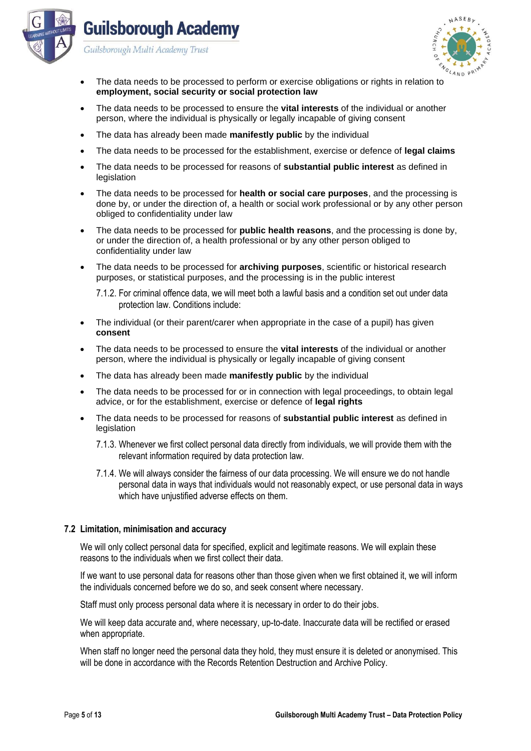- The data needs to be processed to perform or exercise obligations or rights in relation to **employment, social security or social protection law**
- The data needs to be processed to ensure the **vital interests** of the individual or another person, where the individual is physically or legally incapable of giving consent
- The data has already been made **manifestly public** by the individual
- The data needs to be processed for the establishment, exercise or defence of **legal claims**
- The data needs to be processed for reasons of **substantial public interest** as defined in legislation
- The data needs to be processed for **health or social care purposes**, and the processing is done by, or under the direction of, a health or social work professional or by any other person obliged to confidentiality under law
- The data needs to be processed for **public health reasons**, and the processing is done by, or under the direction of, a health professional or by any other person obliged to confidentiality under law
- The data needs to be processed for **archiving purposes**, scientific or historical research purposes, or statistical purposes, and the processing is in the public interest

7.1.2. For criminal offence data, we will meet both a lawful basis and a condition set out under data protection law. Conditions include:

- The individual (or their parent/carer when appropriate in the case of a pupil) has given **consent**
- The data needs to be processed to ensure the **vital interests** of the individual or another person, where the individual is physically or legally incapable of giving consent
- The data has already been made **manifestly public** by the individual
- The data needs to be processed for or in connection with legal proceedings, to obtain legal advice, or for the establishment, exercise or defence of **legal rights**
- The data needs to be processed for reasons of **substantial public interest** as defined in legislation

7.1.3. Whenever we first collect personal data directly from individuals, we will provide them with the relevant information required by data protection law.

7.1.4. We will always consider the fairness of our data processing. We will ensure we do not handle personal data in ways that individuals would not reasonably expect, or use personal data in ways which have unjustified adverse effects on them.

### 7.2 Limitation, minimisation and accuracy

We will only collect personal data for specified, explicit and legitimate reasons. We will explain these reasons to the individuals when we first collect their data.

If we want to use personal data for reasons other than those given when we first obtained it, we will inform the individuals concerned before we do so, and seek consent where necessary.

Staff must only process personal data where it is necessary in order to do their jobs.

We will keep data accurate and, where necessary, up-to-date. Inaccurate data will be rectified or erased when appropriate.

When staff no longer need the personal data they hold, they must ensure it is deleted or anonymised. This will be done in accordance with the Records Retention Destruction and Archive Policy.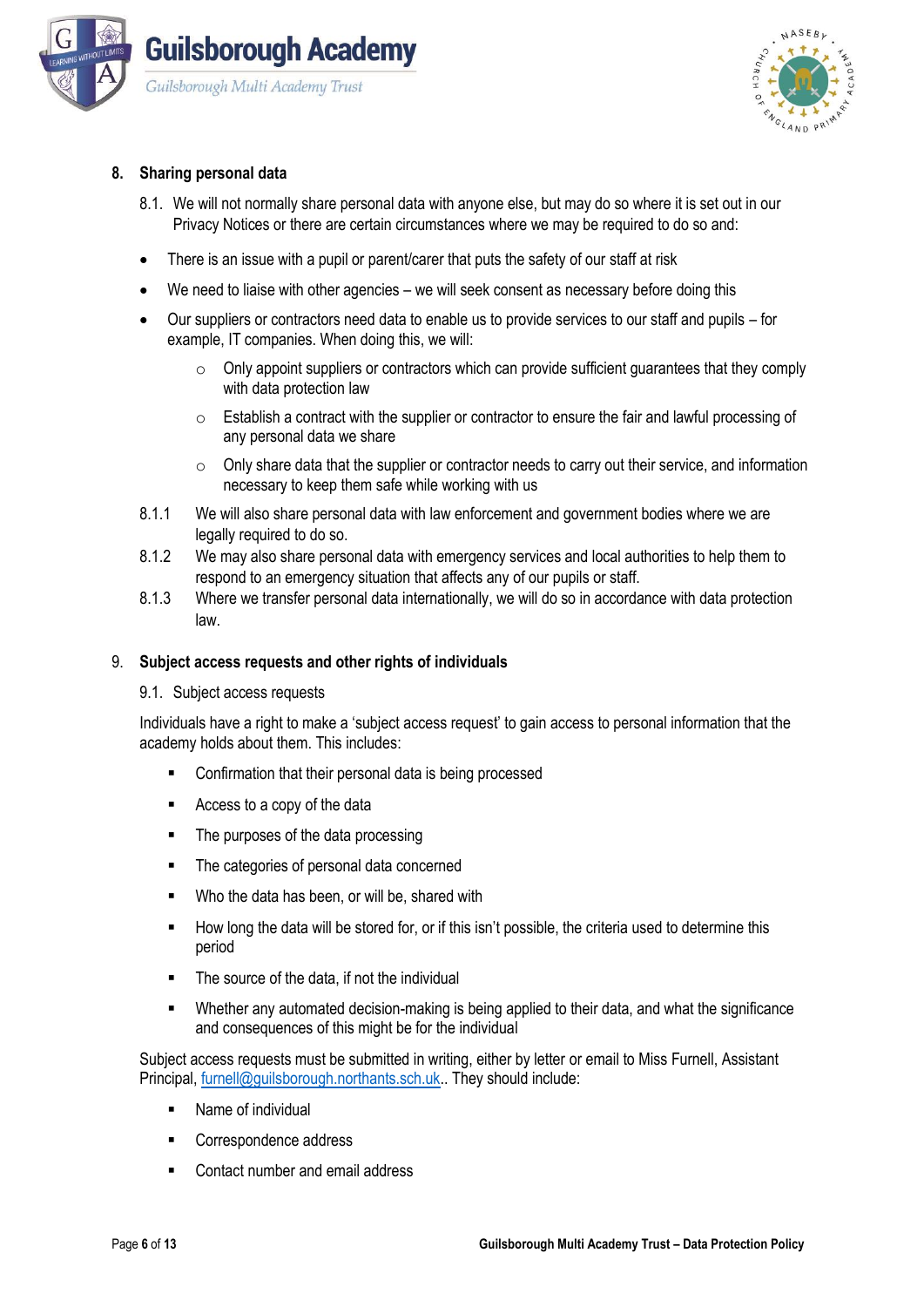## 8. Sharing personal data

8.1. We will not normally share personal data with anyone else, but may do so where it is set out in our Privacy Notices or there are certain circumstances where we may be required to do so and:

- There is an issue with a pupil or parent/carer that puts the safety of our staff at risk
- We need to liaise with other agencies – we will seek consent as necessary before doing this
- Our suppliers or contractors need data to enable us to provide services to our staff and pupils – for example, IT companies. When doing this, we will:
    - Only appoint suppliers or contractors which can provide sufficient guarantees that they comply with data protection law
    - Establish a contract with the supplier or contractor to ensure the fair and lawful processing of any personal data we share
    - Only share data that the supplier or contractor needs to carry out their service, and information necessary to keep them safe while working with us

8.1.1 We will also share personal data with law enforcement and government bodies where we are legally required to do so.

8.1.2 We may also share personal data with emergency services and local authorities to help them to respond to an emergency situation that affects any of our pupils or staff.

8.1.3 Where we transfer personal data internationally, we will do so in accordance with data protection law.

## 9. Subject access requests and other rights of individuals

9.1. Subject access requests

Individuals have a right to make a 'subject access request' to gain access to personal information that the academy holds about them. This includes:

- Confirmation that their personal data is being processed
- Access to a copy of the data
- The purposes of the data processing
- The categories of personal data concerned
- Who the data has been, or will be, shared with
- How long the data will be stored for, or if this isn't possible, the criteria used to determine this period
- The source of the data, if not the individual
- Whether any automated decision-making is being applied to their data, and what the significance and consequences of this might be for the individual

Subject access requests must be submitted in writing, either by letter or email to Miss Furnell, Assistant Principal, furnell@guilsborough.northants.sch.uk.. They should include:

- Name of individual
- Correspondence address
- Contact number and email address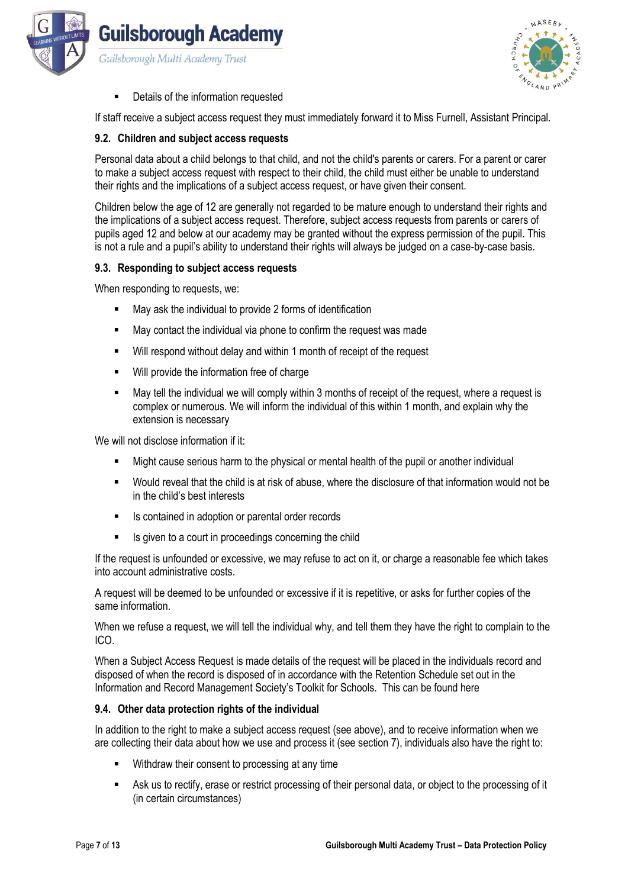- Details of the information requested

If staff receive a subject access request they must immediately forward it to Miss Furnell, Assistant Principal.

### 9.2. Children and subject access requests

Personal data about a child belongs to that child, and not the child's parents or carers. For a parent or carer to make a subject access request with respect to their child, the child must either be unable to understand their rights and the implications of a subject access request, or have given their consent.

Children below the age of 12 are generally not regarded to be mature enough to understand their rights and the implications of a subject access request. Therefore, subject access requests from parents or carers of pupils aged 12 and below at our academy may be granted without the express permission of the pupil. This is not a rule and a pupil's ability to understand their rights will always be judged on a case-by-case basis.

### 9.3. Responding to subject access requests

When responding to requests, we:

- May ask the individual to provide 2 forms of identification
- May contact the individual via phone to confirm the request was made
- Will respond without delay and within 1 month of receipt of the request
- Will provide the information free of charge
- May tell the individual we will comply within 3 months of receipt of the request, where a request is complex or numerous. We will inform the individual of this within 1 month, and explain why the extension is necessary

We will not disclose information if it:

- Might cause serious harm to the physical or mental health of the pupil or another individual
- Would reveal that the child is at risk of abuse, where the disclosure of that information would not be in the child's best interests
- Is contained in adoption or parental order records
- Is given to a court in proceedings concerning the child

If the request is unfounded or excessive, we may refuse to act on it, or charge a reasonable fee which takes into account administrative costs.

A request will be deemed to be unfounded or excessive if it is repetitive, or asks for further copies of the same information.

When we refuse a request, we will tell the individual why, and tell them they have the right to complain to the ICO.

When a Subject Access Request is made details of the request will be placed in the individuals record and disposed of when the record is disposed of in accordance with the Retention Schedule set out in the Information and Record Management Society's Toolkit for Schools. This can be found here

### 9.4. Other data protection rights of the individual

In addition to the right to make a subject access request (see above), and to receive information when we are collecting their data about how we use and process it (see section 7), individuals also have the right to:

- Withdraw their consent to processing at any time
- Ask us to rectify, erase or restrict processing of their personal data, or object to the processing of it (in certain circumstances)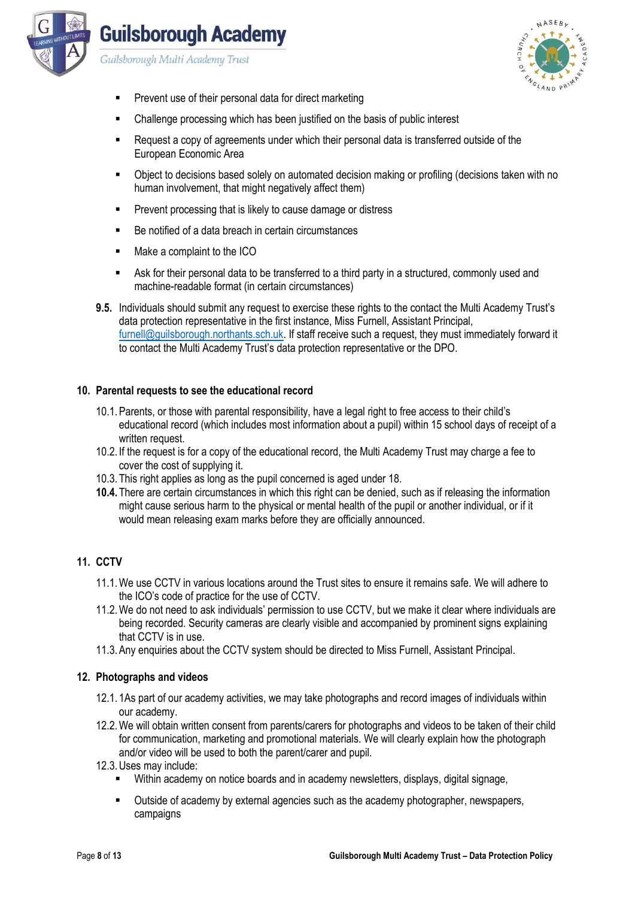- Prevent use of their personal data for direct marketing
- Challenge processing which has been justified on the basis of public interest
- Request a copy of agreements under which their personal data is transferred outside of the European Economic Area
- Object to decisions based solely on automated decision making or profiling (decisions taken with no human involvement, that might negatively affect them)
- Prevent processing that is likely to cause damage or distress
- Be notified of a data breach in certain circumstances
- Make a complaint to the ICO
- Ask for their personal data to be transferred to a third party in a structured, commonly used and machine-readable format (in certain circumstances)

**9.5.** Individuals should submit any request to exercise these rights to the contact the Multi Academy Trust's data protection representative in the first instance, Miss Furnell, Assistant Principal, furnell@guilsborough.northants.sch.uk. If staff receive such a request, they must immediately forward it to contact the Multi Academy Trust's data protection representative or the DPO.

## 10. Parental requests to see the educational record

10.1. Parents, or those with parental responsibility, have a legal right to free access to their child's educational record (which includes most information about a pupil) within 15 school days of receipt of a written request.

10.2. If the request is for a copy of the educational record, the Multi Academy Trust may charge a fee to cover the cost of supplying it.

10.3. This right applies as long as the pupil concerned is aged under 18.

**10.4.** There are certain circumstances in which this right can be denied, such as if releasing the information might cause serious harm to the physical or mental health of the pupil or another individual, or if it would mean releasing exam marks before they are officially announced.

## 11. CCTV

11.1. We use CCTV in various locations around the Trust sites to ensure it remains safe. We will adhere to the ICO's code of practice for the use of CCTV.

11.2. We do not need to ask individuals' permission to use CCTV, but we make it clear where individuals are being recorded. Security cameras are clearly visible and accompanied by prominent signs explaining that CCTV is in use.

11.3. Any enquiries about the CCTV system should be directed to Miss Furnell, Assistant Principal.

## 12. Photographs and videos

12.1. 1As part of our academy activities, we may take photographs and record images of individuals within our academy.

12.2. We will obtain written consent from parents/carers for photographs and videos to be taken of their child for communication, marketing and promotional materials. We will clearly explain how the photograph and/or video will be used to both the parent/carer and pupil.

12.3. Uses may include:

- Within academy on notice boards and in academy newsletters, displays, digital signage,
- Outside of academy by external agencies such as the academy photographer, newspapers, campaigns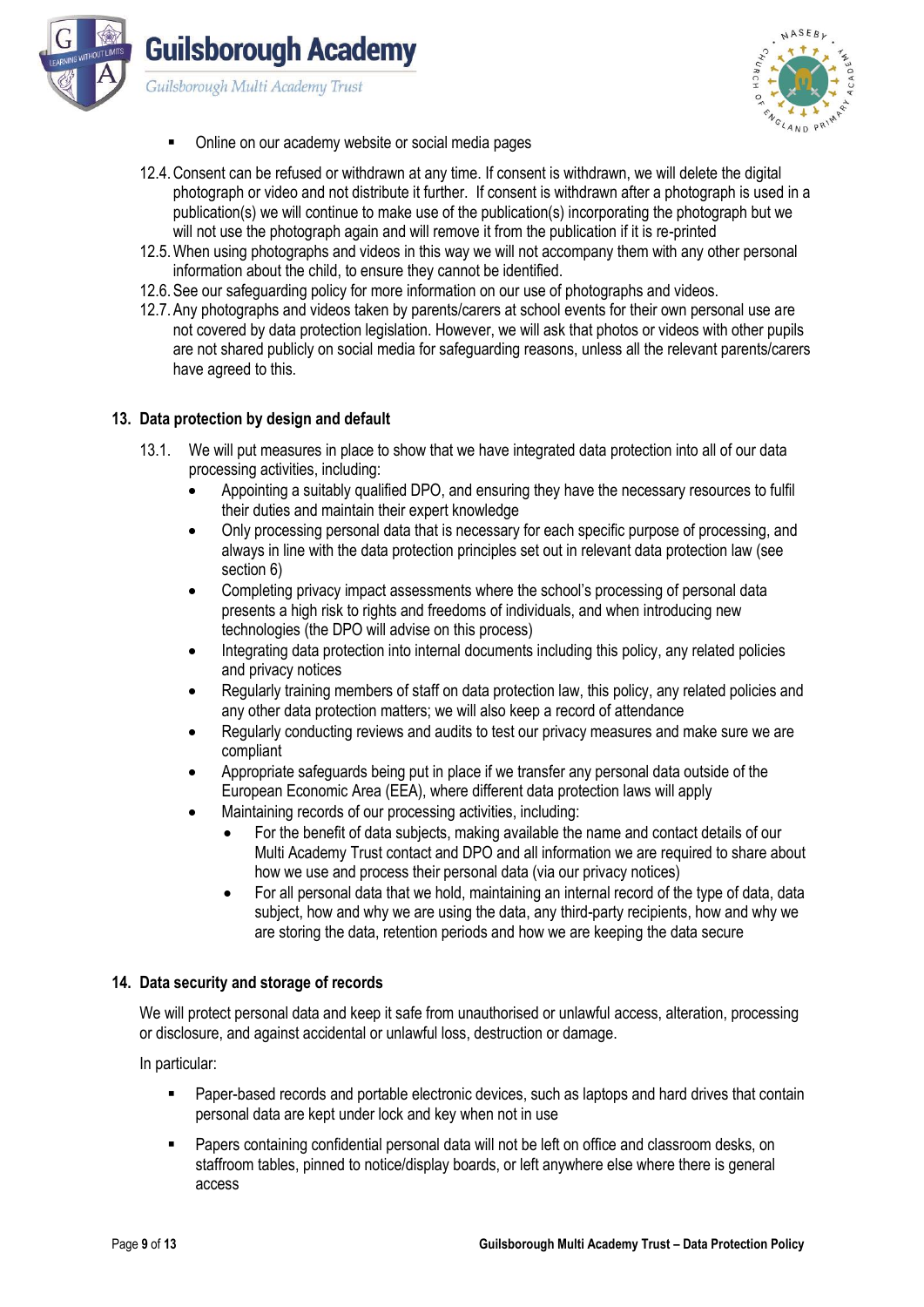- Online on our academy website or social media pages

12.4. Consent can be refused or withdrawn at any time. If consent is withdrawn, we will delete the digital photograph or video and not distribute it further. If consent is withdrawn after a photograph is used in a publication(s) we will continue to make use of the publication(s) incorporating the photograph but we will not use the photograph again and will remove it from the publication if it is re-printed

12.5. When using photographs and videos in this way we will not accompany them with any other personal information about the child, to ensure they cannot be identified.

12.6. See our safeguarding policy for more information on our use of photographs and videos.

12.7. Any photographs and videos taken by parents/carers at school events for their own personal use are not covered by data protection legislation. However, we will ask that photos or videos with other pupils are not shared publicly on social media for safeguarding reasons, unless all the relevant parents/carers have agreed to this.

## 13. Data protection by design and default

13.1. We will put measures in place to show that we have integrated data protection into all of our data processing activities, including:

- Appointing a suitably qualified DPO, and ensuring they have the necessary resources to fulfil their duties and maintain their expert knowledge
- Only processing personal data that is necessary for each specific purpose of processing, and always in line with the data protection principles set out in relevant data protection law (see section 6)
- Completing privacy impact assessments where the school's processing of personal data presents a high risk to rights and freedoms of individuals, and when introducing new technologies (the DPO will advise on this process)
- Integrating data protection into internal documents including this policy, any related policies and privacy notices
- Regularly training members of staff on data protection law, this policy, any related policies and any other data protection matters; we will also keep a record of attendance
- Regularly conducting reviews and audits to test our privacy measures and make sure we are compliant
- Appropriate safeguards being put in place if we transfer any personal data outside of the European Economic Area (EEA), where different data protection laws will apply
- Maintaining records of our processing activities, including:
  - For the benefit of data subjects, making available the name and contact details of our Multi Academy Trust contact and DPO and all information we are required to share about how we use and process their personal data (via our privacy notices)
  - For all personal data that we hold, maintaining an internal record of the type of data, data subject, how and why we are using the data, any third-party recipients, how and why we are storing the data, retention periods and how we are keeping the data secure

## 14. Data security and storage of records

We will protect personal data and keep it safe from unauthorised or unlawful access, alteration, processing or disclosure, and against accidental or unlawful loss, destruction or damage.

In particular:

- Paper-based records and portable electronic devices, such as laptops and hard drives that contain personal data are kept under lock and key when not in use
- Papers containing confidential personal data will not be left on office and classroom desks, on staffroom tables, pinned to notice/display boards, or left anywhere else where there is general access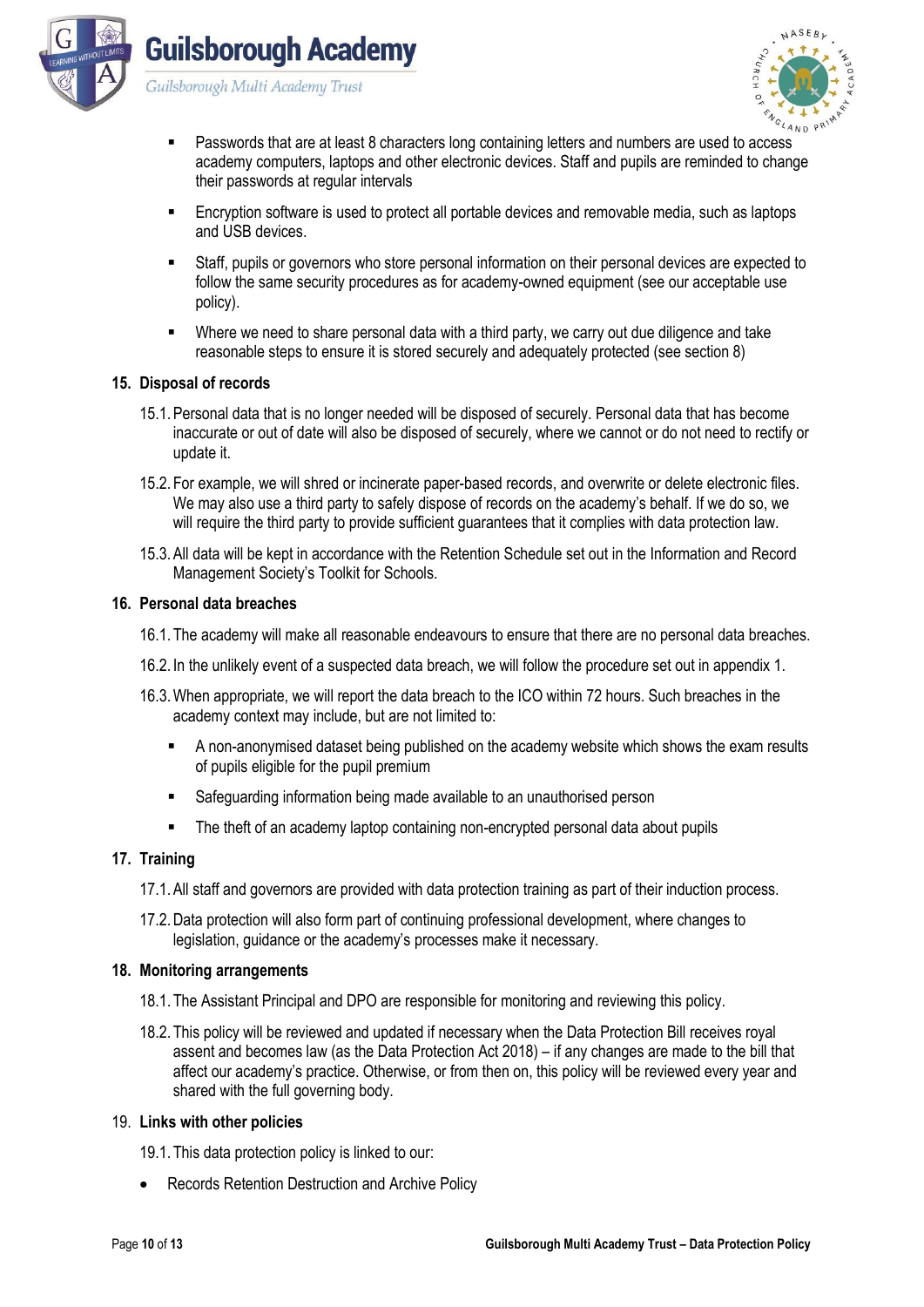- Passwords that are at least 8 characters long containing letters and numbers are used to access academy computers, laptops and other electronic devices. Staff and pupils are reminded to change their passwords at regular intervals
- Encryption software is used to protect all portable devices and removable media, such as laptops and USB devices.
- Staff, pupils or governors who store personal information on their personal devices are expected to follow the same security procedures as for academy-owned equipment (see our acceptable use policy).
- Where we need to share personal data with a third party, we carry out due diligence and take reasonable steps to ensure it is stored securely and adequately protected (see section 8)

## 15. Disposal of records

15.1. Personal data that is no longer needed will be disposed of securely. Personal data that has become inaccurate or out of date will also be disposed of securely, where we cannot or do not need to rectify or update it.

15.2. For example, we will shred or incinerate paper-based records, and overwrite or delete electronic files. We may also use a third party to safely dispose of records on the academy's behalf. If we do so, we will require the third party to provide sufficient guarantees that it complies with data protection law.

15.3. All data will be kept in accordance with the Retention Schedule set out in the Information and Record Management Society's Toolkit for Schools.

## 16. Personal data breaches

16.1. The academy will make all reasonable endeavours to ensure that there are no personal data breaches.

16.2. In the unlikely event of a suspected data breach, we will follow the procedure set out in appendix 1.

16.3. When appropriate, we will report the data breach to the ICO within 72 hours. Such breaches in the academy context may include, but are not limited to:

- A non-anonymised dataset being published on the academy website which shows the exam results of pupils eligible for the pupil premium
- Safeguarding information being made available to an unauthorised person
- The theft of an academy laptop containing non-encrypted personal data about pupils

## 17. Training

17.1. All staff and governors are provided with data protection training as part of their induction process.

17.2. Data protection will also form part of continuing professional development, where changes to legislation, guidance or the academy's processes make it necessary.

## 18. Monitoring arrangements

18.1. The Assistant Principal and DPO are responsible for monitoring and reviewing this policy.

18.2. This policy will be reviewed and updated if necessary when the Data Protection Bill receives royal assent and becomes law (as the Data Protection Act 2018) – if any changes are made to the bill that affect our academy's practice. Otherwise, or from then on, this policy will be reviewed every year and shared with the full governing body.

## 19. Links with other policies

19.1. This data protection policy is linked to our:

- Records Retention Destruction and Archive Policy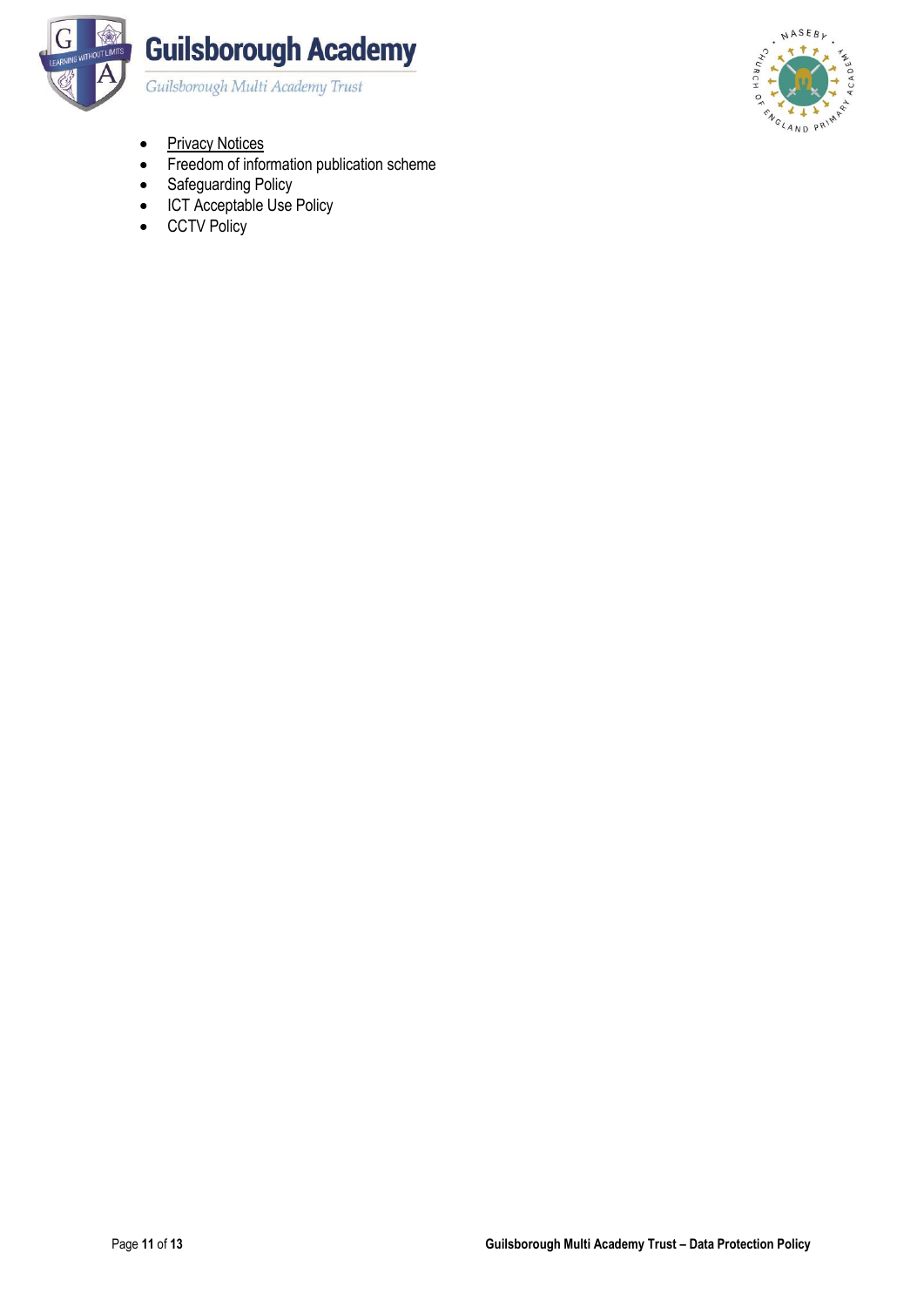- Privacy Notices
- Freedom of information publication scheme
- Safeguarding Policy
- ICT Acceptable Use Policy
- CCTV Policy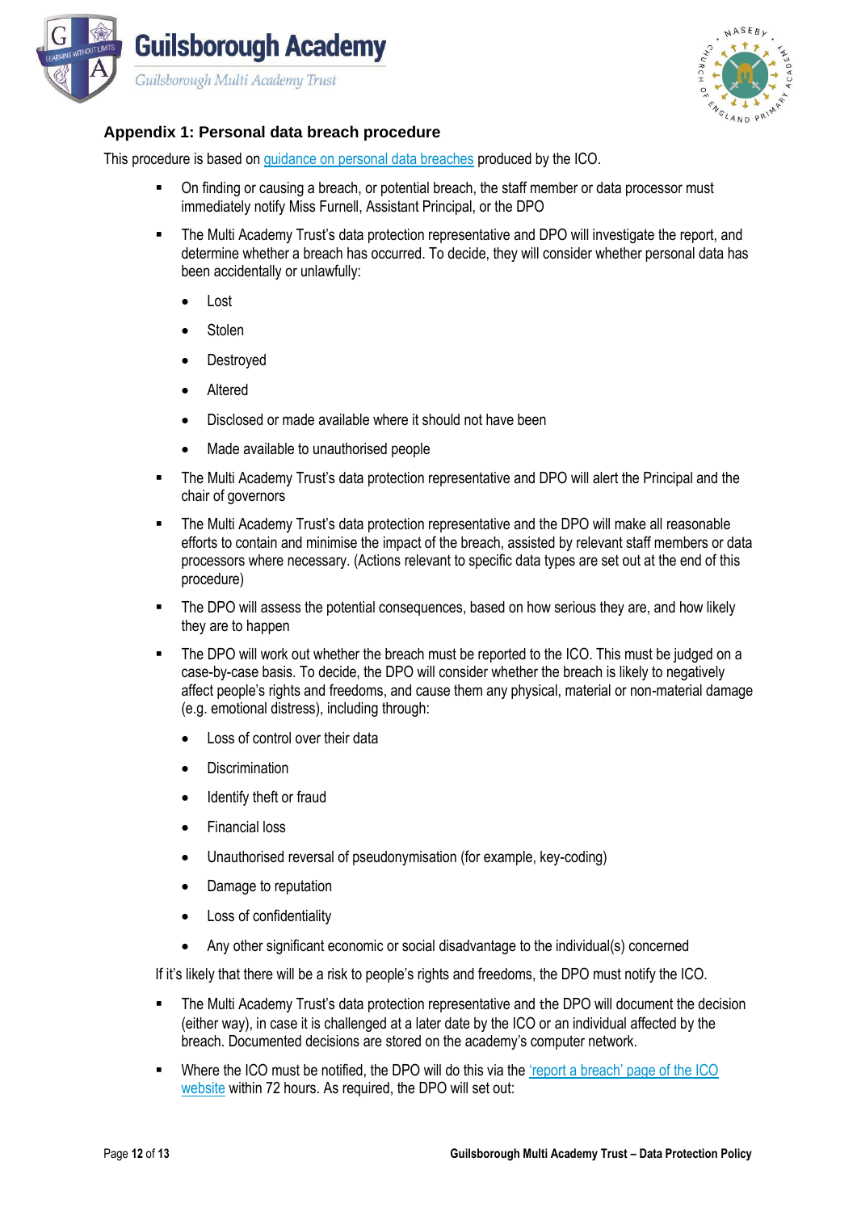## Appendix 1: Personal data breach procedure

This procedure is based on guidance on personal data breaches produced by the ICO.

- On finding or causing a breach, or potential breach, the staff member or data processor must immediately notify Miss Furnell, Assistant Principal, or the DPO
- The Multi Academy Trust's data protection representative and DPO will investigate the report, and determine whether a breach has occurred. To decide, they will consider whether personal data has been accidentally or unlawfully:
  - Lost
  - Stolen
  - Destroyed
  - Altered
  - Disclosed or made available where it should not have been
  - Made available to unauthorised people
- The Multi Academy Trust's data protection representative and DPO will alert the Principal and the chair of governors
- The Multi Academy Trust's data protection representative and the DPO will make all reasonable efforts to contain and minimise the impact of the breach, assisted by relevant staff members or data processors where necessary. (Actions relevant to specific data types are set out at the end of this procedure)
- The DPO will assess the potential consequences, based on how serious they are, and how likely they are to happen
- The DPO will work out whether the breach must be reported to the ICO. This must be judged on a case-by-case basis. To decide, the DPO will consider whether the breach is likely to negatively affect people's rights and freedoms, and cause them any physical, material or non-material damage (e.g. emotional distress), including through:
  - Loss of control over their data
  - Discrimination
  - Identify theft or fraud
  - Financial loss
  - Unauthorised reversal of pseudonymisation (for example, key-coding)
  - Damage to reputation
  - Loss of confidentiality
  - Any other significant economic or social disadvantage to the individual(s) concerned

  If it's likely that there will be a risk to people's rights and freedoms, the DPO must notify the ICO.
- The Multi Academy Trust's data protection representative and the DPO will document the decision (either way), in case it is challenged at a later date by the ICO or an individual affected by the breach. Documented decisions are stored on the academy's computer network.
- Where the ICO must be notified, the DPO will do this via the 'report a breach' page of the ICO website within 72 hours. As required, the DPO will set out: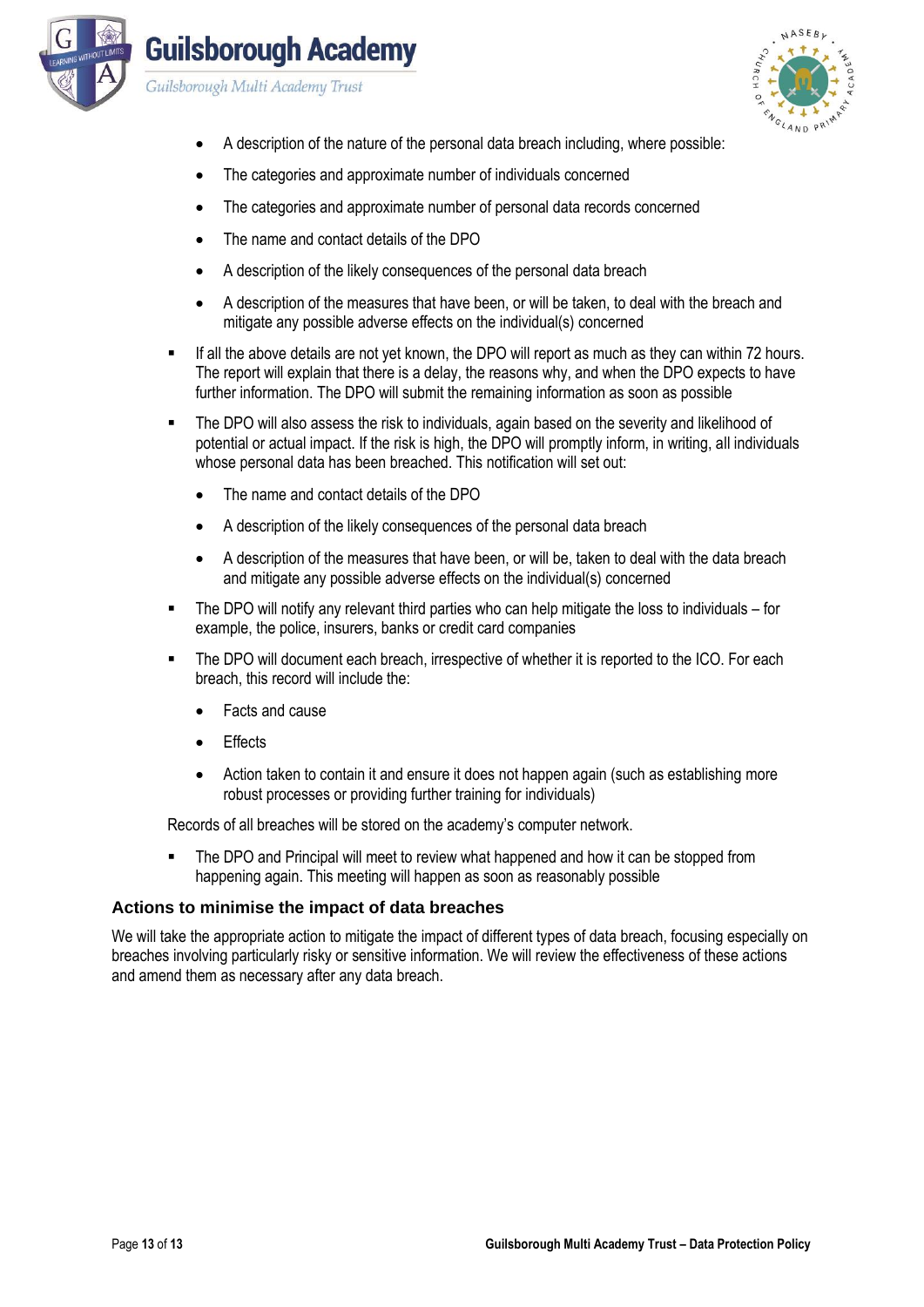- A description of the nature of the personal data breach including, where possible:
  - The categories and approximate number of individuals concerned
  - The categories and approximate number of personal data records concerned
  - The name and contact details of the DPO
  - A description of the likely consequences of the personal data breach
  - A description of the measures that have been, or will be taken, to deal with the breach and mitigate any possible adverse effects on the individual(s) concerned

- If all the above details are not yet known, the DPO will report as much as they can within 72 hours. The report will explain that there is a delay, the reasons why, and when the DPO expects to have further information. The DPO will submit the remaining information as soon as possible
- The DPO will also assess the risk to individuals, again based on the severity and likelihood of potential or actual impact. If the risk is high, the DPO will promptly inform, in writing, all individuals whose personal data has been breached. This notification will set out:
  - The name and contact details of the DPO
  - A description of the likely consequences of the personal data breach
  - A description of the measures that have been, or will be, taken to deal with the data breach and mitigate any possible adverse effects on the individual(s) concerned
- The DPO will notify any relevant third parties who can help mitigate the loss to individuals – for example, the police, insurers, banks or credit card companies
- The DPO will document each breach, irrespective of whether it is reported to the ICO. For each breach, this record will include the:
  - Facts and cause
  - Effects
  - Action taken to contain it and ensure it does not happen again (such as establishing more robust processes or providing further training for individuals)

Records of all breaches will be stored on the academy's computer network.

- The DPO and Principal will meet to review what happened and how it can be stopped from happening again. This meeting will happen as soon as reasonably possible

### Actions to minimise the impact of data breaches

We will take the appropriate action to mitigate the impact of different types of data breach, focusing especially on breaches involving particularly risky or sensitive information. We will review the effectiveness of these actions and amend them as necessary after any data breach.